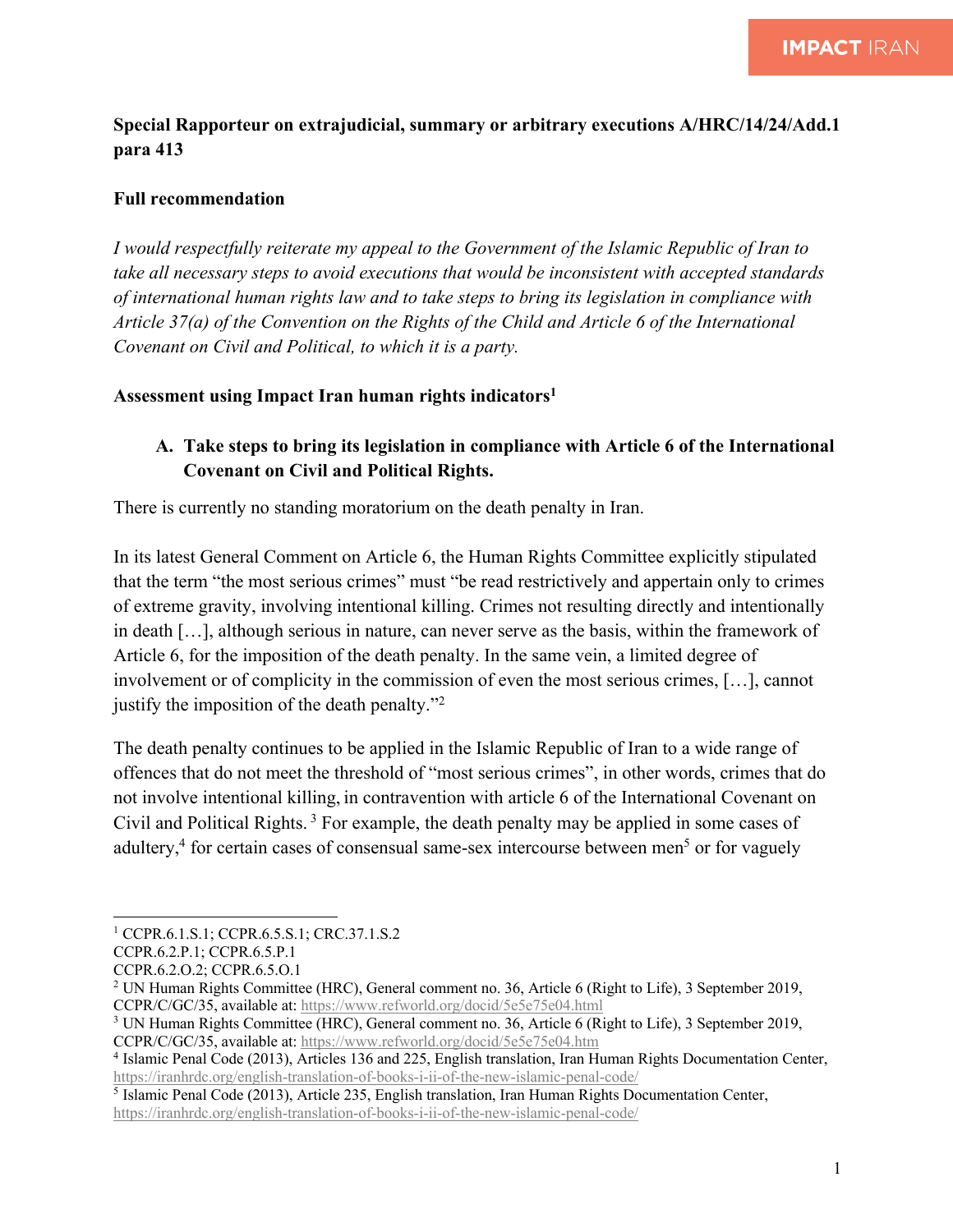**Special Rapporteur on extrajudicial, summary or arbitrary executions A/HRC/14/24/Add.1 para 413**

**Full recommendation**

*I would respectfully reiterate my appeal to the Government of the Islamic Republic of Iran to take all necessary steps to avoid executions that would be inconsistent with accepted standards of international human rights law and to take steps to bring its legislation in compliance with Article 37(a) of the Convention on the Rights of the Child and Article 6 of the International Covenant on Civil and Political, to which it is a party.*

**Assessment using Impact Iran human rights indicators**[1]

**A. Take steps to bring its legislation in compliance with Article 6 of the International Covenant on Civil and Political Rights.**

There is currently no standing moratorium on the death penalty in Iran.

In its latest General Comment on Article 6, the Human Rights Committee explicitly stipulated that the term "the most serious crimes" must "be read restrictively and appertain only to crimes of extreme gravity, involving intentional killing. Crimes not resulting directly and intentionally in death […], although serious in nature, can never serve as the basis, within the framework of Article 6, for the imposition of the death penalty. In the same vein, a limited degree of involvement or of complicity in the commission of even the most serious crimes, […], cannot justify the imposition of the death penalty."[2]

The death penalty continues to be applied in the Islamic Republic of Iran to a wide range of offences that do not meet the threshold of "most serious crimes", in other words, crimes that do not involve intentional killing, in contravention with article 6 of the International Covenant on Civil and Political Rights. [3] For example, the death penalty may be applied in some cases of adultery,[4] for certain cases of consensual same-sex intercourse between men[5] or for vaguely

---

[1] CCPR.6.1.S.1; CCPR.6.5.S.1; CRC.37.1.S.2
CCPR.6.2.P.1; CCPR.6.5.P.1
CCPR.6.2.O.2; CCPR.6.5.O.1

[2] UN Human Rights Committee (HRC), General comment no. 36, Article 6 (Right to Life), 3 September 2019, CCPR/C/GC/35, available at: https://www.refworld.org/docid/5e5e75e04.html

[3] UN Human Rights Committee (HRC), General comment no. 36, Article 6 (Right to Life), 3 September 2019, CCPR/C/GC/35, available at: https://www.refworld.org/docid/5e5e75e04.htm

[4] Islamic Penal Code (2013), Articles 136 and 225, English translation, Iran Human Rights Documentation Center, https://iranhrdc.org/english-translation-of-books-i-ii-of-the-new-islamic-penal-code/

[5] Islamic Penal Code (2013), Article 235, English translation, Iran Human Rights Documentation Center, https://iranhrdc.org/english-translation-of-books-i-ii-of-the-new-islamic-penal-code/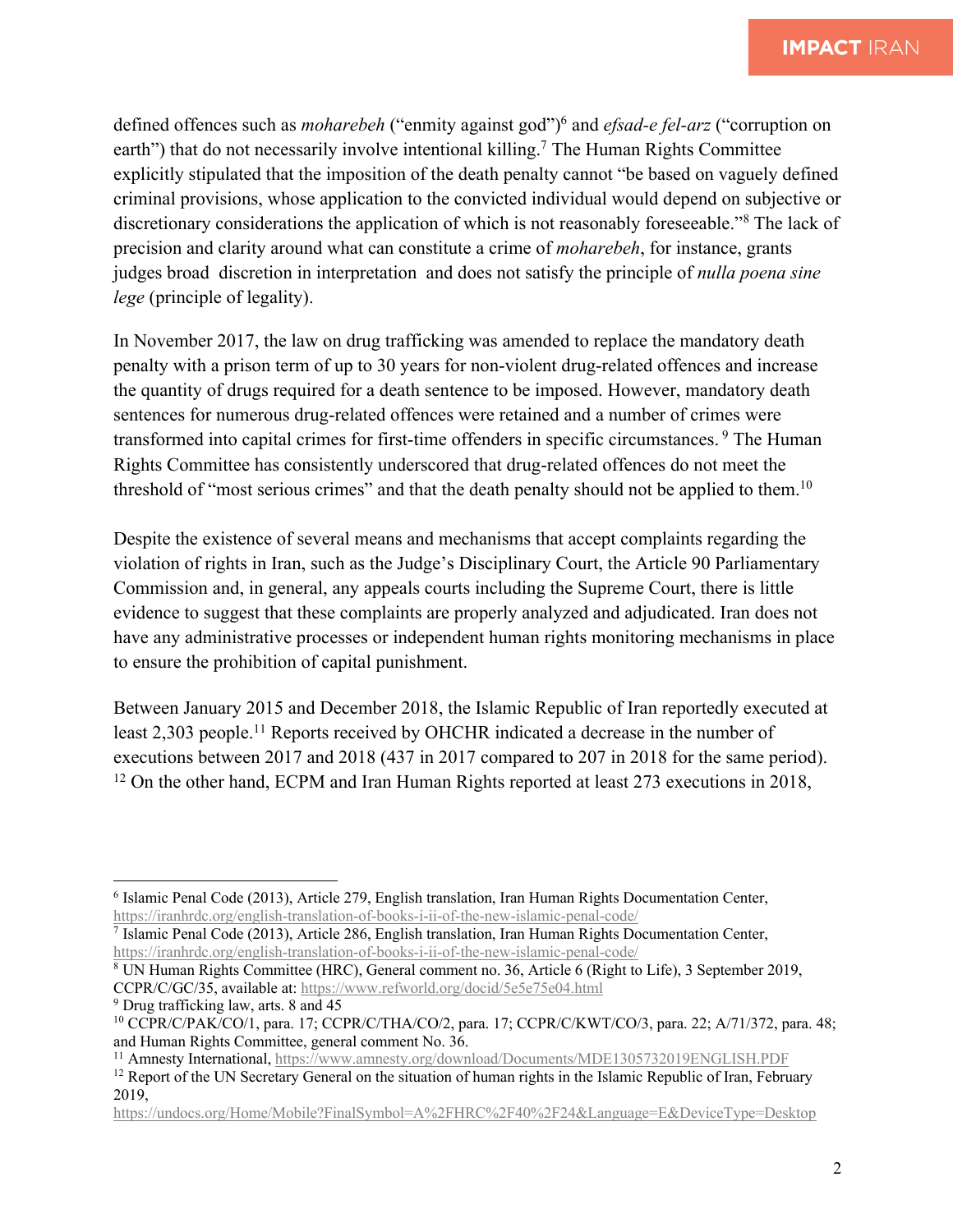defined offences such as *moharebeh* ("enmity against god")[6] and *efsad-e fel-arz* ("corruption on earth") that do not necessarily involve intentional killing.[7] The Human Rights Committee explicitly stipulated that the imposition of the death penalty cannot "be based on vaguely defined criminal provisions, whose application to the convicted individual would depend on subjective or discretionary considerations the application of which is not reasonably foreseeable."[8] The lack of precision and clarity around what can constitute a crime of *moharebeh*, for instance, grants judges broad discretion in interpretation and does not satisfy the principle of *nulla poena sine lege* (principle of legality).

In November 2017, the law on drug trafficking was amended to replace the mandatory death penalty with a prison term of up to 30 years for non-violent drug-related offences and increase the quantity of drugs required for a death sentence to be imposed. However, mandatory death sentences for numerous drug-related offences were retained and a number of crimes were transformed into capital crimes for first-time offenders in specific circumstances.[9] The Human Rights Committee has consistently underscored that drug-related offences do not meet the threshold of "most serious crimes" and that the death penalty should not be applied to them.[10]

Despite the existence of several means and mechanisms that accept complaints regarding the violation of rights in Iran, such as the Judge's Disciplinary Court, the Article 90 Parliamentary Commission and, in general, any appeals courts including the Supreme Court, there is little evidence to suggest that these complaints are properly analyzed and adjudicated. Iran does not have any administrative processes or independent human rights monitoring mechanisms in place to ensure the prohibition of capital punishment.

Between January 2015 and December 2018, the Islamic Republic of Iran reportedly executed at least 2,303 people.[11] Reports received by OHCHR indicated a decrease in the number of executions between 2017 and 2018 (437 in 2017 compared to 207 in 2018 for the same period).[12] On the other hand, ECPM and Iran Human Rights reported at least 273 executions in 2018,

---

[6] Islamic Penal Code (2013), Article 279, English translation, Iran Human Rights Documentation Center, https://iranhrdc.org/english-translation-of-books-i-ii-of-the-new-islamic-penal-code/

[7] Islamic Penal Code (2013), Article 286, English translation, Iran Human Rights Documentation Center, https://iranhrdc.org/english-translation-of-books-i-ii-of-the-new-islamic-penal-code/

[8] UN Human Rights Committee (HRC), General comment no. 36, Article 6 (Right to Life), 3 September 2019, CCPR/C/GC/35, available at: https://www.refworld.org/docid/5e5e75e04.html

[9] Drug trafficking law, arts. 8 and 45

[10] CCPR/C/PAK/CO/1, para. 17; CCPR/C/THA/CO/2, para. 17; CCPR/C/KWT/CO/3, para. 22; A/71/372, para. 48; and Human Rights Committee, general comment No. 36.

[11] Amnesty International, https://www.amnesty.org/download/Documents/MDE1305732019ENGLISH.PDF

[12] Report of the UN Secretary General on the situation of human rights in the Islamic Republic of Iran, February 2019, https://undocs.org/Home/Mobile?FinalSymbol=A%2FHRC%2F40%2F24&Language=E&DeviceType=Desktop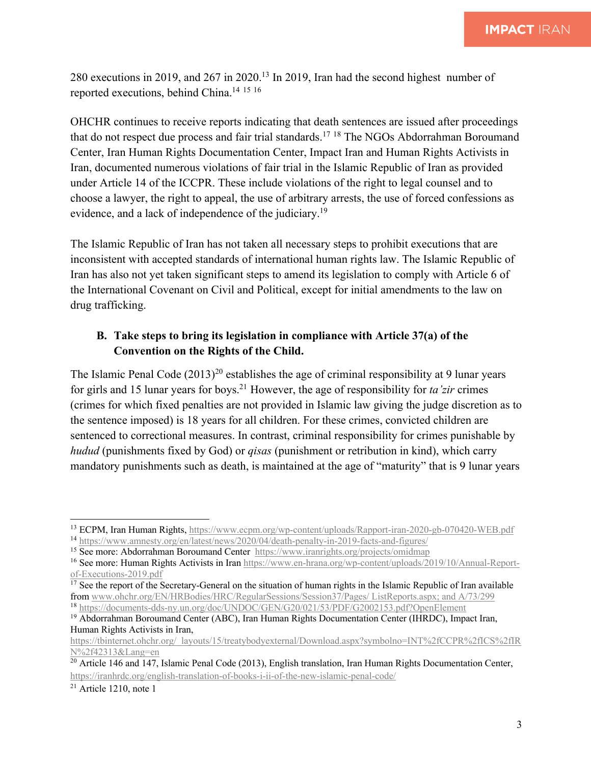280 executions in 2019, and 267 in 2020.[13] In 2019, Iran had the second highest number of reported executions, behind China.[14] [15] [16]

OHCHR continues to receive reports indicating that death sentences are issued after proceedings that do not respect due process and fair trial standards.[17] [18] The NGOs Abdorrahman Boroumand Center, Iran Human Rights Documentation Center, Impact Iran and Human Rights Activists in Iran, documented numerous violations of fair trial in the Islamic Republic of Iran as provided under Article 14 of the ICCPR. These include violations of the right to legal counsel and to choose a lawyer, the right to appeal, the use of arbitrary arrests, the use of forced confessions as evidence, and a lack of independence of the judiciary.[19]

The Islamic Republic of Iran has not taken all necessary steps to prohibit executions that are inconsistent with accepted standards of international human rights law. The Islamic Republic of Iran has also not yet taken significant steps to amend its legislation to comply with Article 6 of the International Covenant on Civil and Political, except for initial amendments to the law on drug trafficking.

**B. Take steps to bring its legislation in compliance with Article 37(a) of the Convention on the Rights of the Child.**

The Islamic Penal Code (2013)[20] establishes the age of criminal responsibility at 9 lunar years for girls and 15 lunar years for boys.[21] However, the age of responsibility for *ta'zir* crimes (crimes for which fixed penalties are not provided in Islamic law giving the judge discretion as to the sentence imposed) is 18 years for all children. For these crimes, convicted children are sentenced to correctional measures. In contrast, criminal responsibility for crimes punishable by *hudud* (punishments fixed by God) or *qisas* (punishment or retribution in kind), which carry mandatory punishments such as death, is maintained at the age of "maturity" that is 9 lunar years

---

[13] ECPM, Iran Human Rights, https://www.ecpm.org/wp-content/uploads/Rapport-iran-2020-gb-070420-WEB.pdf

[14] https://www.amnesty.org/en/latest/news/2020/04/death-penalty-in-2019-facts-and-figures/

[15] See more: Abdorrahman Boroumand Center https://www.iranrights.org/projects/omidmap

[16] See more: Human Rights Activists in Iran https://www.en-hrana.org/wp-content/uploads/2019/10/Annual-Report-of-Executions-2019.pdf

[17] See the report of the Secretary-General on the situation of human rights in the Islamic Republic of Iran available from www.ohchr.org/EN/HRBodies/HRC/RegularSessions/Session37/Pages/ ListReports.aspx; and A/73/299

[18] https://documents-dds-ny.un.org/doc/UNDOC/GEN/G20/021/53/PDF/G2002153.pdf?OpenElement

[19] Abdorrahman Boroumand Center (ABC), Iran Human Rights Documentation Center (IHRDC), Impact Iran, Human Rights Activists in Iran, https://tbinternet.ohchr.org/_layouts/15/treatybodyexternal/Download.aspx?symbolno=INT%2fCCPR%2fICS%2fIRN%2f42313&Lang=en

[20] Article 146 and 147, Islamic Penal Code (2013), English translation, Iran Human Rights Documentation Center, https://iranhrdc.org/english-translation-of-books-i-ii-of-the-new-islamic-penal-code/

[21] Article 1210, note 1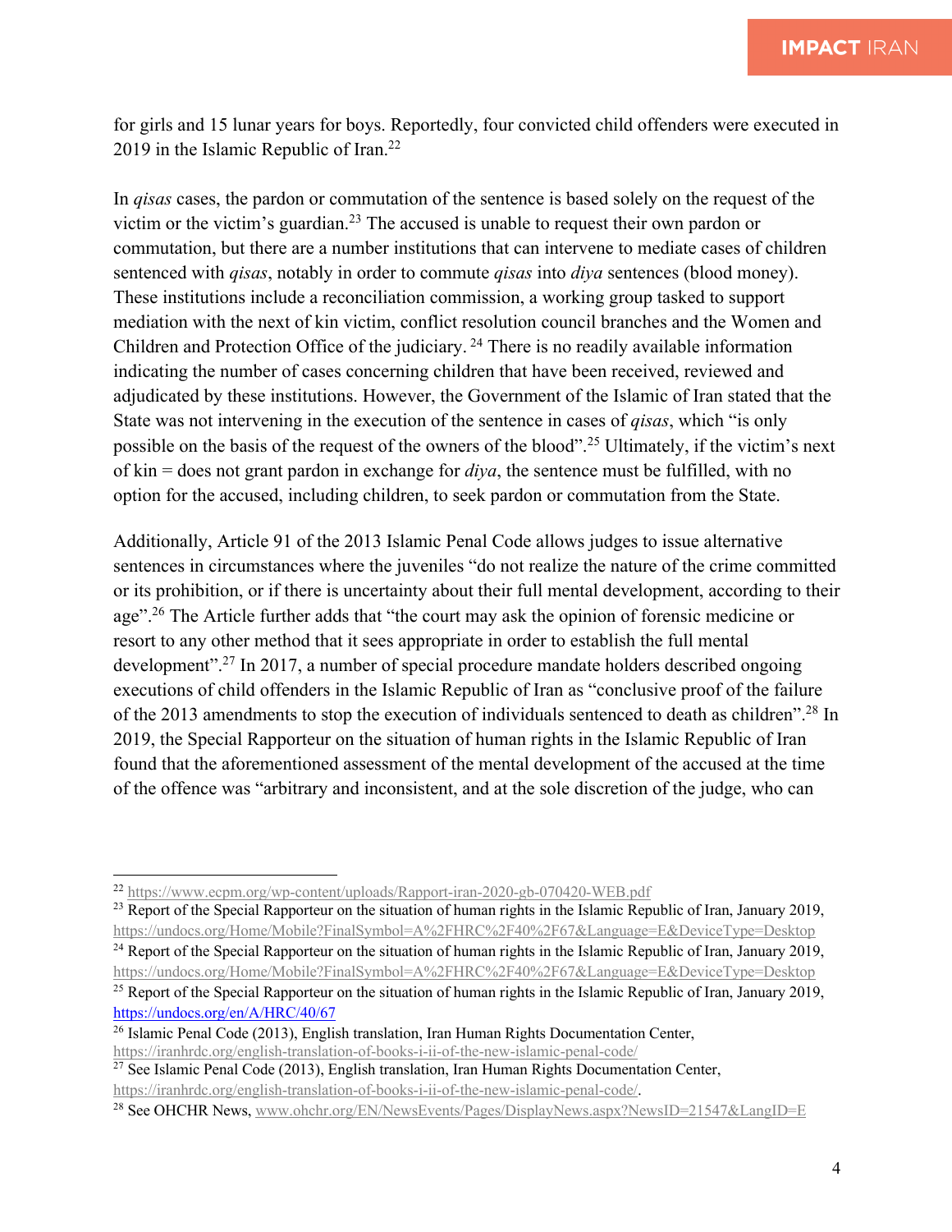for girls and 15 lunar years for boys. Reportedly, four convicted child offenders were executed in 2019 in the Islamic Republic of Iran.[22]

In *qisas* cases, the pardon or commutation of the sentence is based solely on the request of the victim or the victim's guardian.[23] The accused is unable to request their own pardon or commutation, but there are a number institutions that can intervene to mediate cases of children sentenced with *qisas*, notably in order to commute *qisas* into *diya* sentences (blood money). These institutions include a reconciliation commission, a working group tasked to support mediation with the next of kin victim, conflict resolution council branches and the Women and Children and Protection Office of the judiciary.[24] There is no readily available information indicating the number of cases concerning children that have been received, reviewed and adjudicated by these institutions. However, the Government of the Islamic of Iran stated that the State was not intervening in the execution of the sentence in cases of *qisas*, which "is only possible on the basis of the request of the owners of the blood".[25] Ultimately, if the victim's next of kin = does not grant pardon in exchange for *diya*, the sentence must be fulfilled, with no option for the accused, including children, to seek pardon or commutation from the State.

Additionally, Article 91 of the 2013 Islamic Penal Code allows judges to issue alternative sentences in circumstances where the juveniles "do not realize the nature of the crime committed or its prohibition, or if there is uncertainty about their full mental development, according to their age".[26] The Article further adds that "the court may ask the opinion of forensic medicine or resort to any other method that it sees appropriate in order to establish the full mental development".[27] In 2017, a number of special procedure mandate holders described ongoing executions of child offenders in the Islamic Republic of Iran as "conclusive proof of the failure of the 2013 amendments to stop the execution of individuals sentenced to death as children".[28] In 2019, the Special Rapporteur on the situation of human rights in the Islamic Republic of Iran found that the aforementioned assessment of the mental development of the accused at the time of the offence was "arbitrary and inconsistent, and at the sole discretion of the judge, who can

---

[22] https://www.ecpm.org/wp-content/uploads/Rapport-iran-2020-gb-070420-WEB.pdf

[23] Report of the Special Rapporteur on the situation of human rights in the Islamic Republic of Iran, January 2019, https://undocs.org/Home/Mobile?FinalSymbol=A%2FHRC%2F40%2F67&Language=E&DeviceType=Desktop

[24] Report of the Special Rapporteur on the situation of human rights in the Islamic Republic of Iran, January 2019, https://undocs.org/Home/Mobile?FinalSymbol=A%2FHRC%2F40%2F67&Language=E&DeviceType=Desktop

[25] Report of the Special Rapporteur on the situation of human rights in the Islamic Republic of Iran, January 2019, https://undocs.org/en/A/HRC/40/67

[26] Islamic Penal Code (2013), English translation, Iran Human Rights Documentation Center, https://iranhrdc.org/english-translation-of-books-i-ii-of-the-new-islamic-penal-code/

[27] See Islamic Penal Code (2013), English translation, Iran Human Rights Documentation Center, https://iranhrdc.org/english-translation-of-books-i-ii-of-the-new-islamic-penal-code/.

[28] See OHCHR News, www.ohchr.org/EN/NewsEvents/Pages/DisplayNews.aspx?NewsID=21547&LangID=E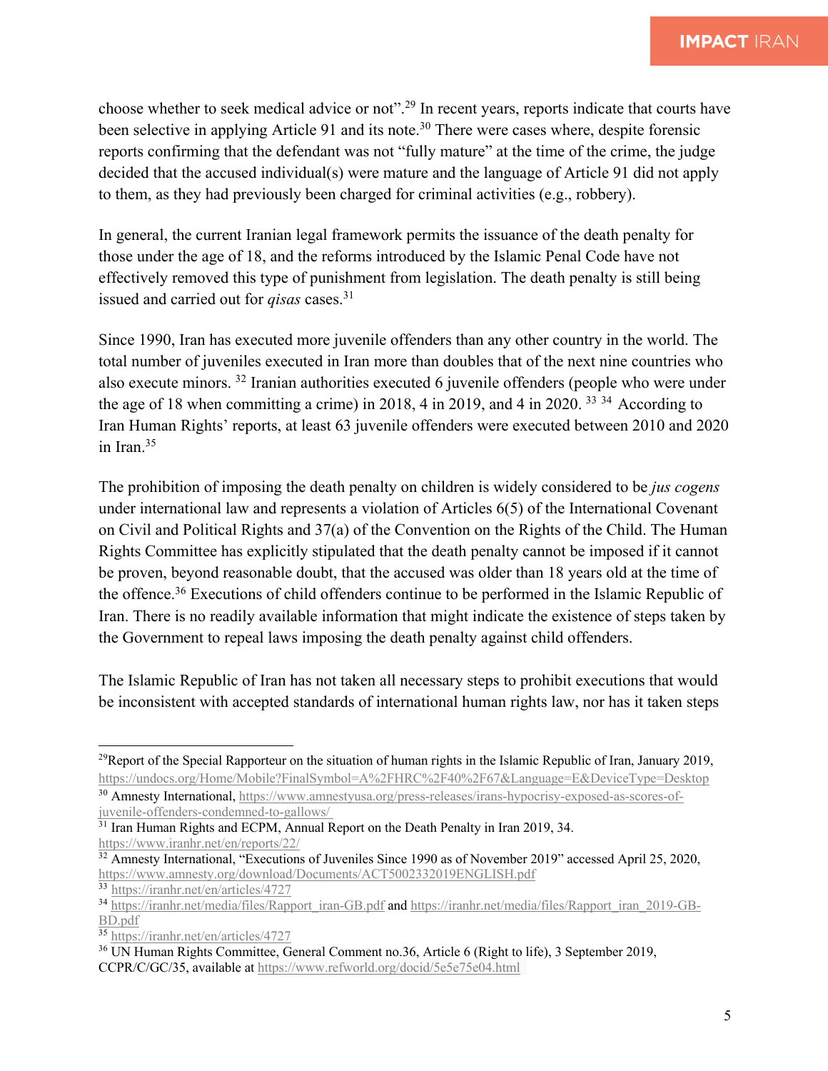choose whether to seek medical advice or not".[29] In recent years, reports indicate that courts have been selective in applying Article 91 and its note.[30] There were cases where, despite forensic reports confirming that the defendant was not "fully mature" at the time of the crime, the judge decided that the accused individual(s) were mature and the language of Article 91 did not apply to them, as they had previously been charged for criminal activities (e.g., robbery).

In general, the current Iranian legal framework permits the issuance of the death penalty for those under the age of 18, and the reforms introduced by the Islamic Penal Code have not effectively removed this type of punishment from legislation. The death penalty is still being issued and carried out for *qisas* cases.[31]

Since 1990, Iran has executed more juvenile offenders than any other country in the world. The total number of juveniles executed in Iran more than doubles that of the next nine countries who also execute minors. [32] Iranian authorities executed 6 juvenile offenders (people who were under the age of 18 when committing a crime) in 2018, 4 in 2019, and 4 in 2020. [33] [34] According to Iran Human Rights' reports, at least 63 juvenile offenders were executed between 2010 and 2020 in Iran.[35]

The prohibition of imposing the death penalty on children is widely considered to be *jus cogens* under international law and represents a violation of Articles 6(5) of the International Covenant on Civil and Political Rights and 37(a) of the Convention on the Rights of the Child. The Human Rights Committee has explicitly stipulated that the death penalty cannot be imposed if it cannot be proven, beyond reasonable doubt, that the accused was older than 18 years old at the time of the offence.[36] Executions of child offenders continue to be performed in the Islamic Republic of Iran. There is no readily available information that might indicate the existence of steps taken by the Government to repeal laws imposing the death penalty against child offenders.

The Islamic Republic of Iran has not taken all necessary steps to prohibit executions that would be inconsistent with accepted standards of international human rights law, nor has it taken steps

---

[29] Report of the Special Rapporteur on the situation of human rights in the Islamic Republic of Iran, January 2019, https://undocs.org/Home/Mobile?FinalSymbol=A%2FHRC%2F40%2F67&Language=E&DeviceType=Desktop

[30] Amnesty International, https://www.amnestyusa.org/press-releases/irans-hypocrisy-exposed-as-scores-of-juvenile-offenders-condemned-to-gallows/

[31] Iran Human Rights and ECPM, Annual Report on the Death Penalty in Iran 2019, 34. https://www.iranhr.net/en/reports/22/

[32] Amnesty International, "Executions of Juveniles Since 1990 as of November 2019" accessed April 25, 2020, https://www.amnesty.org/download/Documents/ACT5002332019ENGLISH.pdf

[33] https://iranhr.net/en/articles/4727

[34] https://iranhr.net/media/files/Rapport_iran-GB.pdf and https://iranhr.net/media/files/Rapport_iran_2019-GB-BD.pdf

[35] https://iranhr.net/en/articles/4727

[36] UN Human Rights Committee, General Comment no.36, Article 6 (Right to life), 3 September 2019, CCPR/C/GC/35, available at https://www.refworld.org/docid/5e5e75e04.html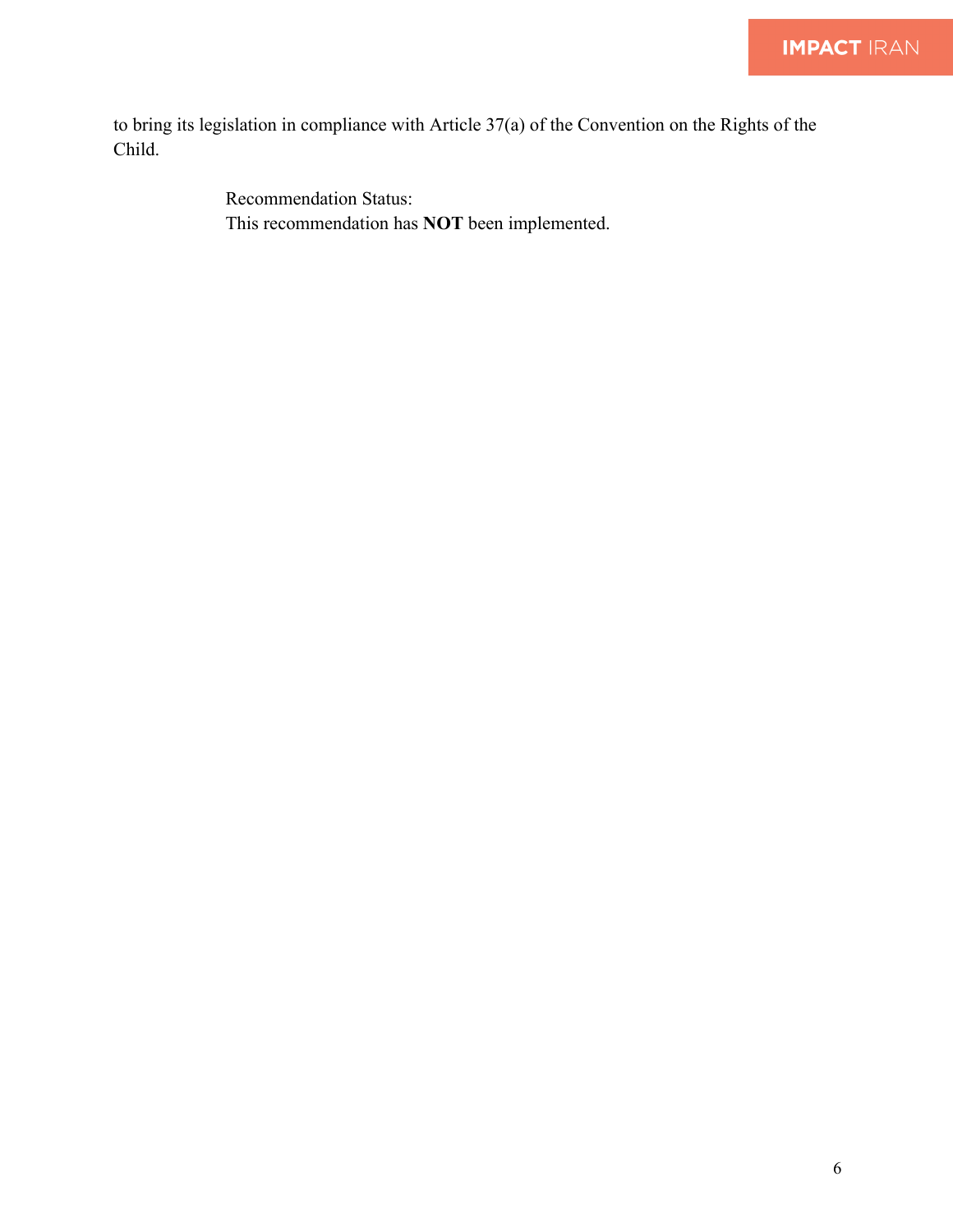to bring its legislation in compliance with Article 37(a) of the Convention on the Rights of the Child.

Recommendation Status:
This recommendation has **NOT** been implemented.